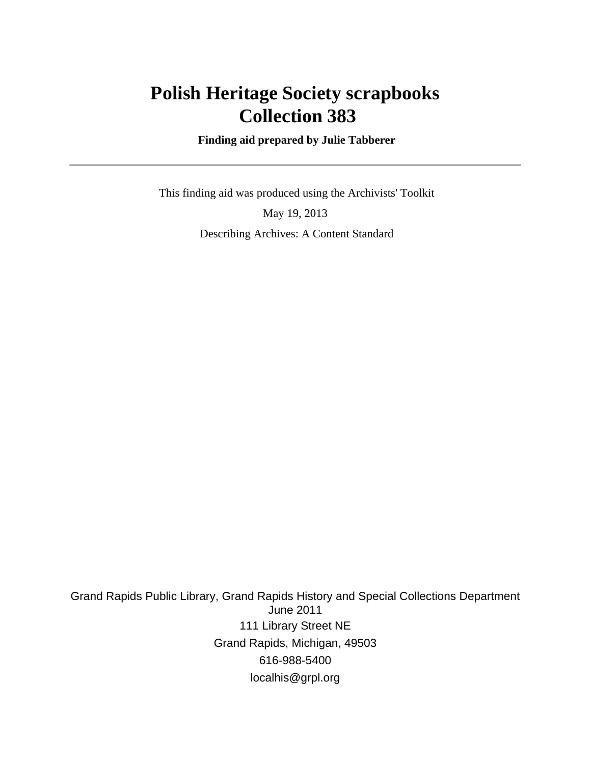# Polish Heritage Society scrapbooks
# Collection 383

**Finding aid prepared by Julie Tabberer**

---

This finding aid was produced using the Archivists' Toolkit

May 19, 2013

Describing Archives: A Content Standard

Grand Rapids Public Library, Grand Rapids History and Special Collections Department
June 2011

111 Library Street NE

Grand Rapids, Michigan, 49503

616-988-5400

localhis@grpl.org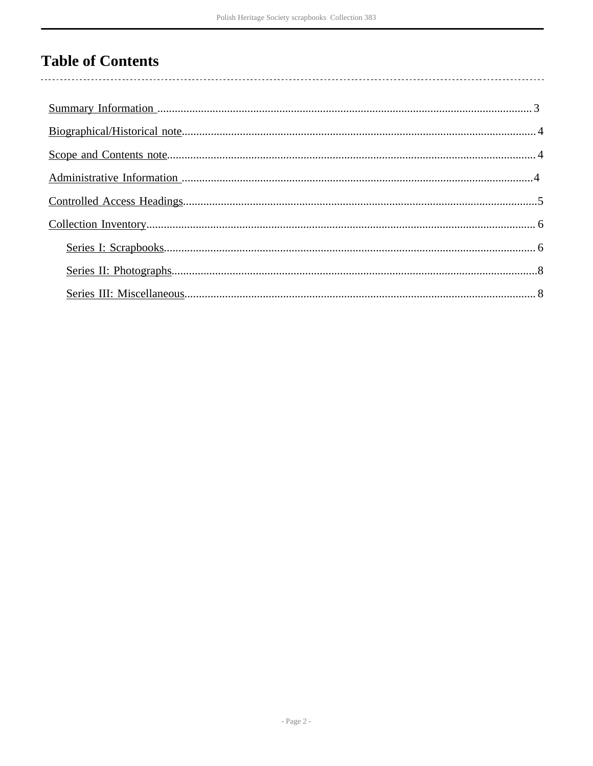# Table of Contents

- Summary Information ........ 3
- Biographical/Historical note ........ 4
- Scope and Contents note ........ 4
- Administrative Information ........ 4
- Controlled Access Headings ........ 5
- Collection Inventory ........ 6
  - Series I: Scrapbooks ........ 6
  - Series II: Photographs ........ 8
  - Series III: Miscellaneous ........ 8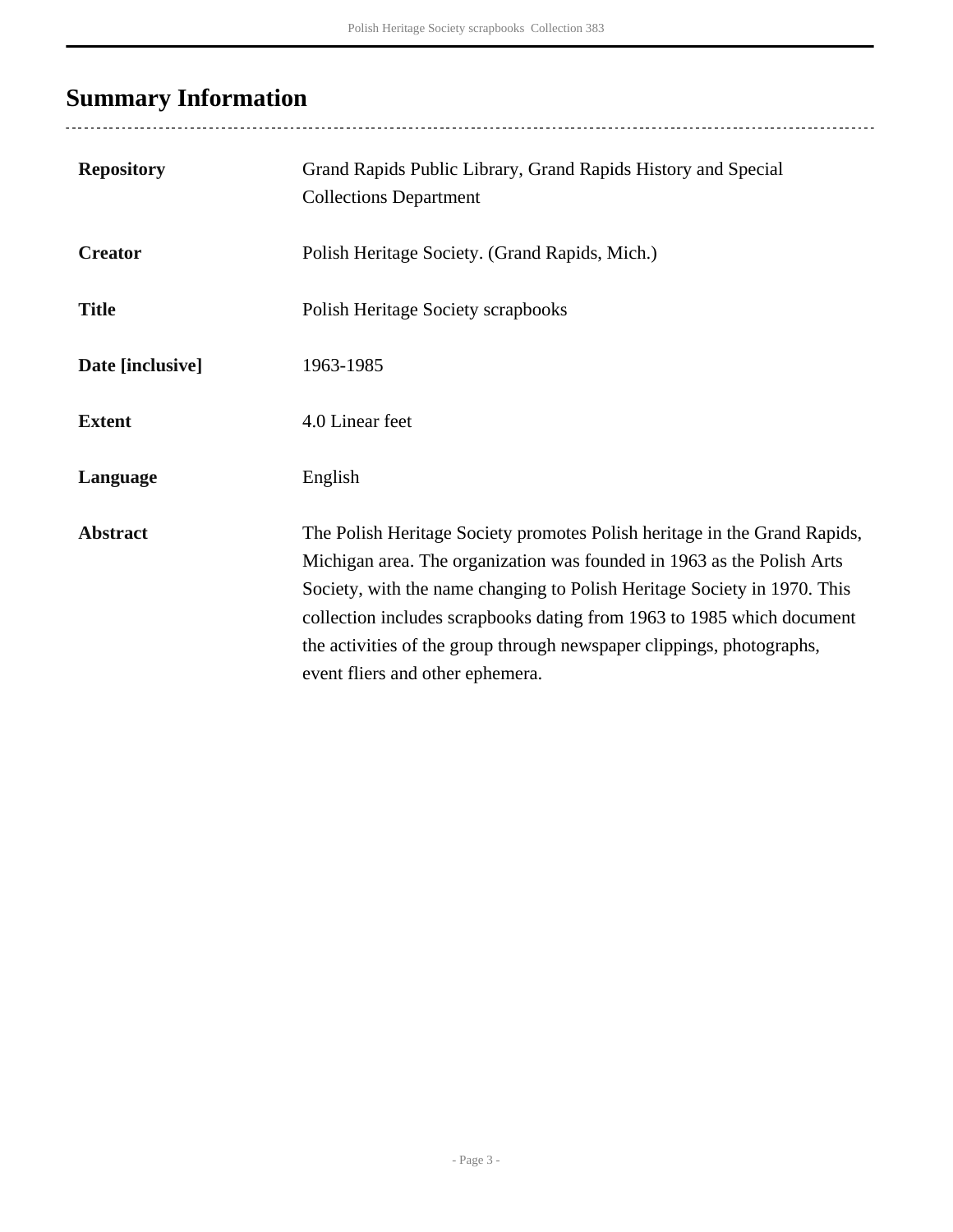## Summary Information

| | |
|---|---|
| **Repository** | Grand Rapids Public Library, Grand Rapids History and Special Collections Department |
| **Creator** | Polish Heritage Society. (Grand Rapids, Mich.) |
| **Title** | Polish Heritage Society scrapbooks |
| **Date [inclusive]** | 1963-1985 |
| **Extent** | 4.0 Linear feet |
| **Language** | English |
| **Abstract** | The Polish Heritage Society promotes Polish heritage in the Grand Rapids, Michigan area. The organization was founded in 1963 as the Polish Arts Society, with the name changing to Polish Heritage Society in 1970. This collection includes scrapbooks dating from 1963 to 1985 which document the activities of the group through newspaper clippings, photographs, event fliers and other ephemera. |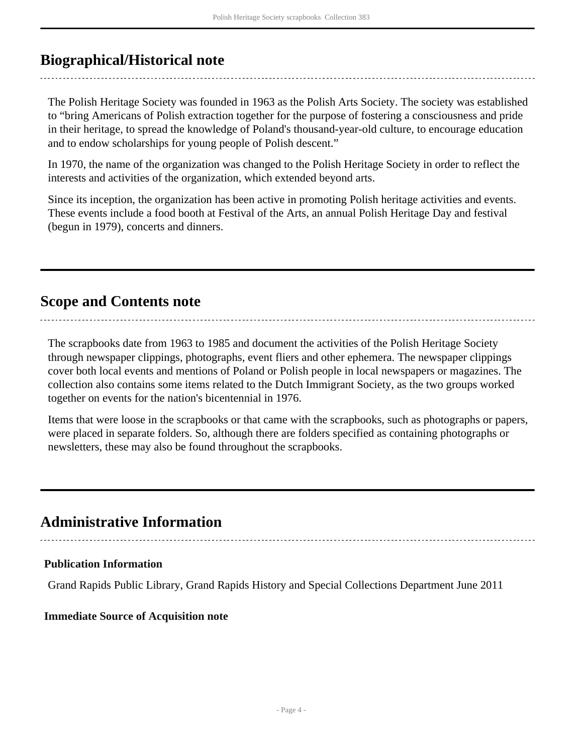## Biographical/Historical note

The Polish Heritage Society was founded in 1963 as the Polish Arts Society. The society was established to “bring Americans of Polish extraction together for the purpose of fostering a consciousness and pride in their heritage, to spread the knowledge of Poland's thousand-year-old culture, to encourage education and to endow scholarships for young people of Polish descent.”

In 1970, the name of the organization was changed to the Polish Heritage Society in order to reflect the interests and activities of the organization, which extended beyond arts.

Since its inception, the organization has been active in promoting Polish heritage activities and events. These events include a food booth at Festival of the Arts, an annual Polish Heritage Day and festival (begun in 1979), concerts and dinners.

## Scope and Contents note

The scrapbooks date from 1963 to 1985 and document the activities of the Polish Heritage Society through newspaper clippings, photographs, event fliers and other ephemera. The newspaper clippings cover both local events and mentions of Poland or Polish people in local newspapers or magazines. The collection also contains some items related to the Dutch Immigrant Society, as the two groups worked together on events for the nation's bicentennial in 1976.

Items that were loose in the scrapbooks or that came with the scrapbooks, such as photographs or papers, were placed in separate folders. So, although there are folders specified as containing photographs or newsletters, these may also be found throughout the scrapbooks.

## Administrative Information

### Publication Information

Grand Rapids Public Library, Grand Rapids History and Special Collections Department June 2011

### Immediate Source of Acquisition note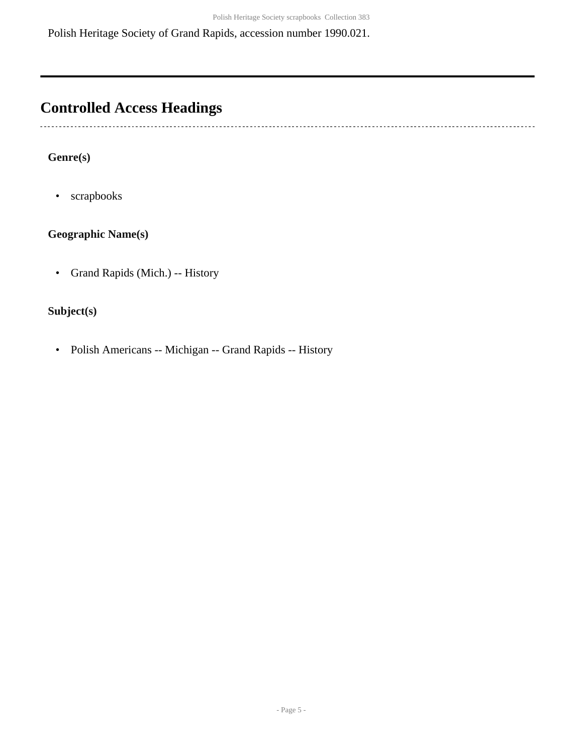Polish Heritage Society of Grand Rapids, accession number 1990.021.

## Controlled Access Headings

**Genre(s)**

- scrapbooks

**Geographic Name(s)**

- Grand Rapids (Mich.) -- History

**Subject(s)**

- Polish Americans -- Michigan -- Grand Rapids -- History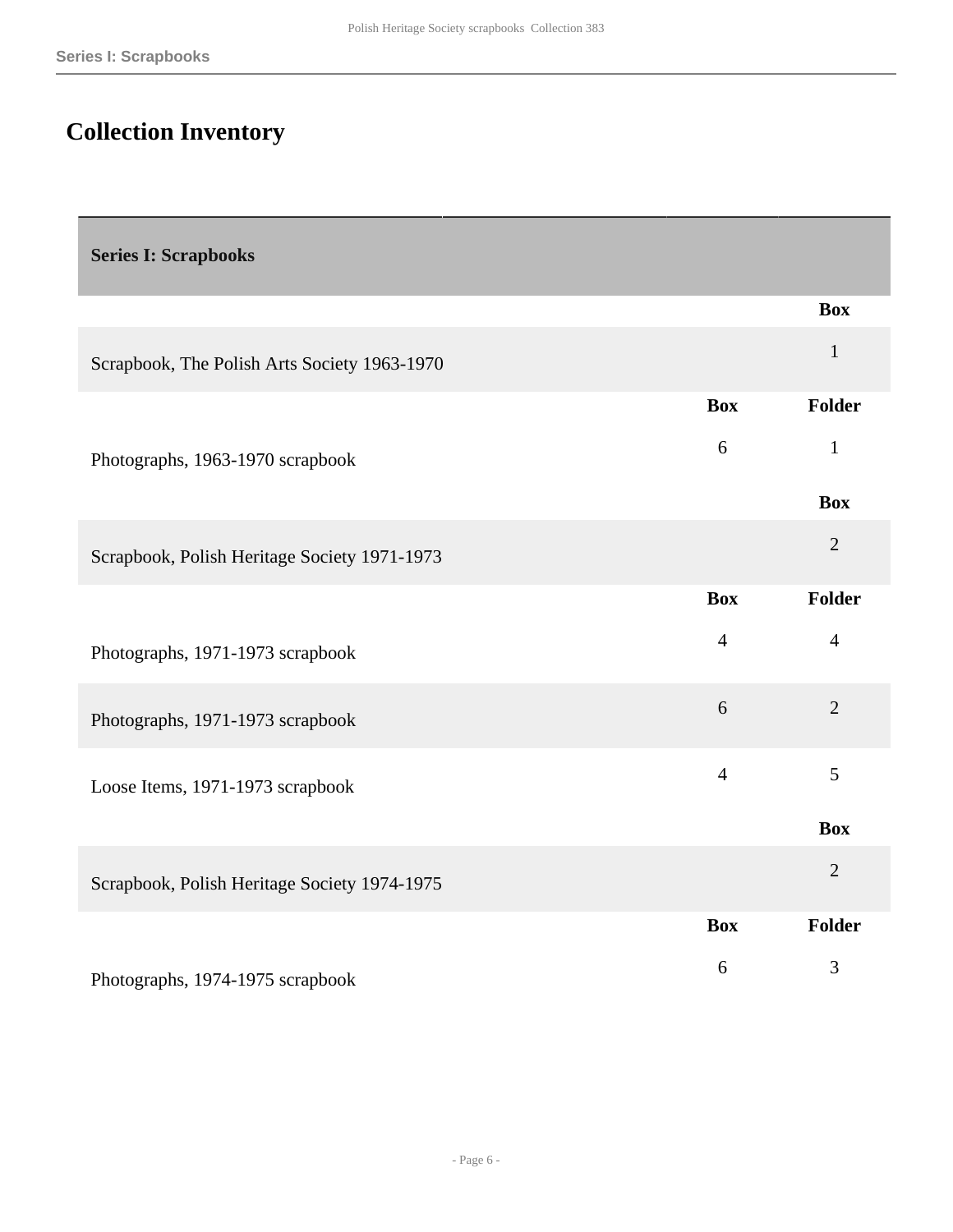## Collection Inventory

| Series I: Scrapbooks | | |
|---|---|---|
| | | **Box** |
| Scrapbook, The Polish Arts Society 1963-1970 | | 1 |
| | **Box** | **Folder** |
| Photographs, 1963-1970 scrapbook | 6 | 1 |
| | | **Box** |
| Scrapbook, Polish Heritage Society 1971-1973 | | 2 |
| | **Box** | **Folder** |
| Photographs, 1971-1973 scrapbook | 4 | 4 |
| Photographs, 1971-1973 scrapbook | 6 | 2 |
| Loose Items, 1971-1973 scrapbook | 4 | 5 |
| | | **Box** |
| Scrapbook, Polish Heritage Society 1974-1975 | | 2 |
| | **Box** | **Folder** |
| Photographs, 1974-1975 scrapbook | 6 | 3 |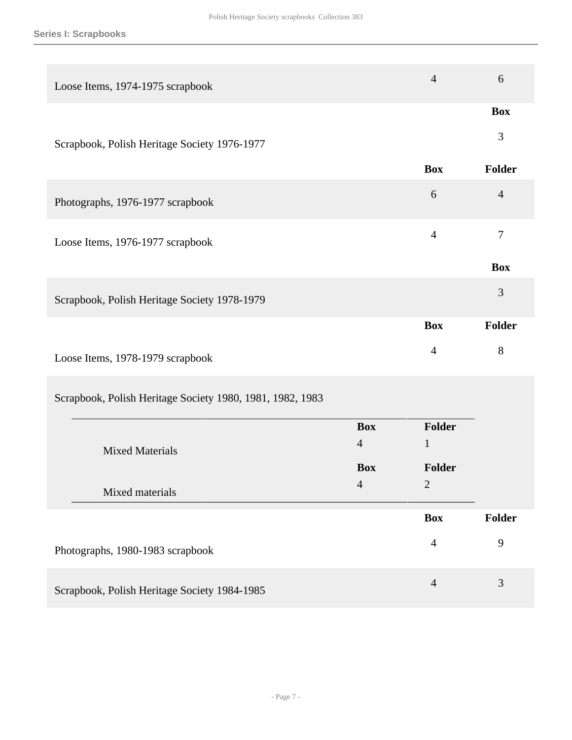### Series I: Scrapbooks

| | Box | Folder |
|---|---|---|
| Loose Items, 1974-1975 scrapbook | 4 | 6 |

| | Box |
|---|---|
| Scrapbook, Polish Heritage Society 1976-1977 | 3 |

| | Box | Folder |
|---|---|---|
| Photographs, 1976-1977 scrapbook | 6 | 4 |
| Loose Items, 1976-1977 scrapbook | 4 | 7 |

| | Box |
|---|---|
| Scrapbook, Polish Heritage Society 1978-1979 | 3 |

| | Box | Folder |
|---|---|---|
| Loose Items, 1978-1979 scrapbook | 4 | 8 |

Scrapbook, Polish Heritage Society 1980, 1981, 1982, 1983

| | Box | Folder |
|---|---|---|
| Mixed Materials | 4 | 1 |
| Mixed materials | 4 | 2 |

| | Box | Folder |
|---|---|---|
| Photographs, 1980-1983 scrapbook | 4 | 9 |
| Scrapbook, Polish Heritage Society 1984-1985 | 4 | 3 |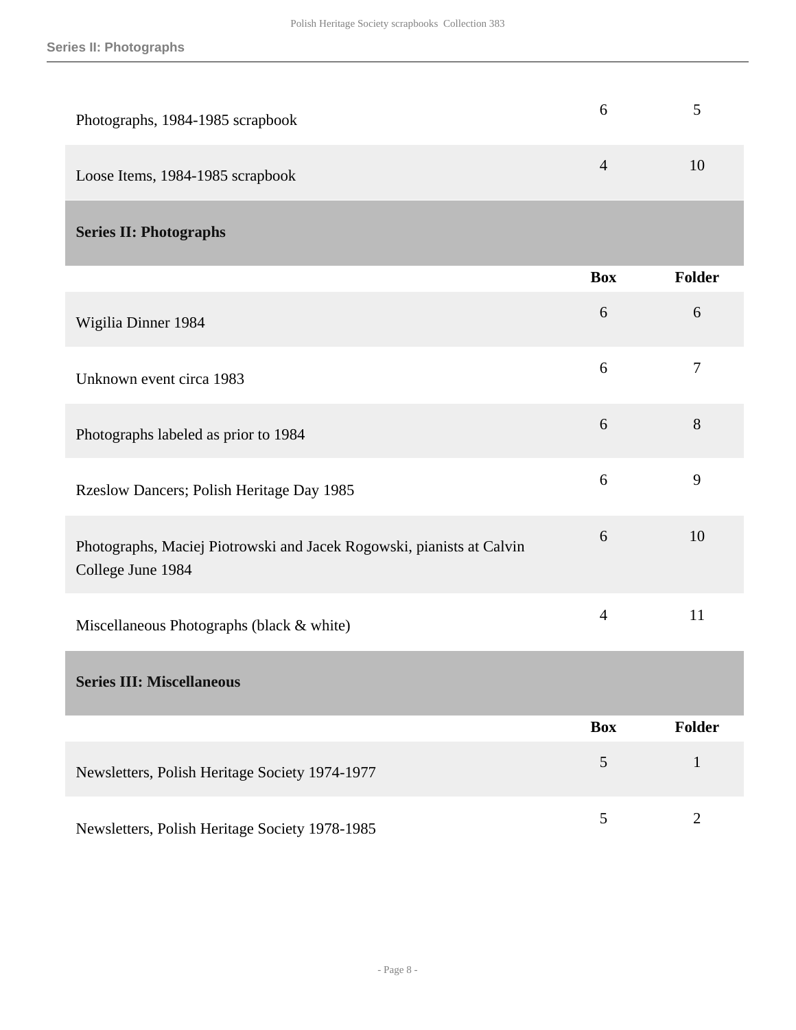| | Box | Folder |
|---|---|---|
| Photographs, 1984-1985 scrapbook | 6 | 5 |
| Loose Items, 1984-1985 scrapbook | 4 | 10 |

## Series II: Photographs

| | Box | Folder |
|---|---|---|
| Wigilia Dinner 1984 | 6 | 6 |
| Unknown event circa 1983 | 6 | 7 |
| Photographs labeled as prior to 1984 | 6 | 8 |
| Rzeslow Dancers; Polish Heritage Day 1985 | 6 | 9 |
| Photographs, Maciej Piotrowski and Jacek Rogowski, pianists at Calvin College June 1984 | 6 | 10 |
| Miscellaneous Photographs (black & white) | 4 | 11 |

## Series III: Miscellaneous

| | Box | Folder |
|---|---|---|
| Newsletters, Polish Heritage Society 1974-1977 | 5 | 1 |
| Newsletters, Polish Heritage Society 1978-1985 | 5 | 2 |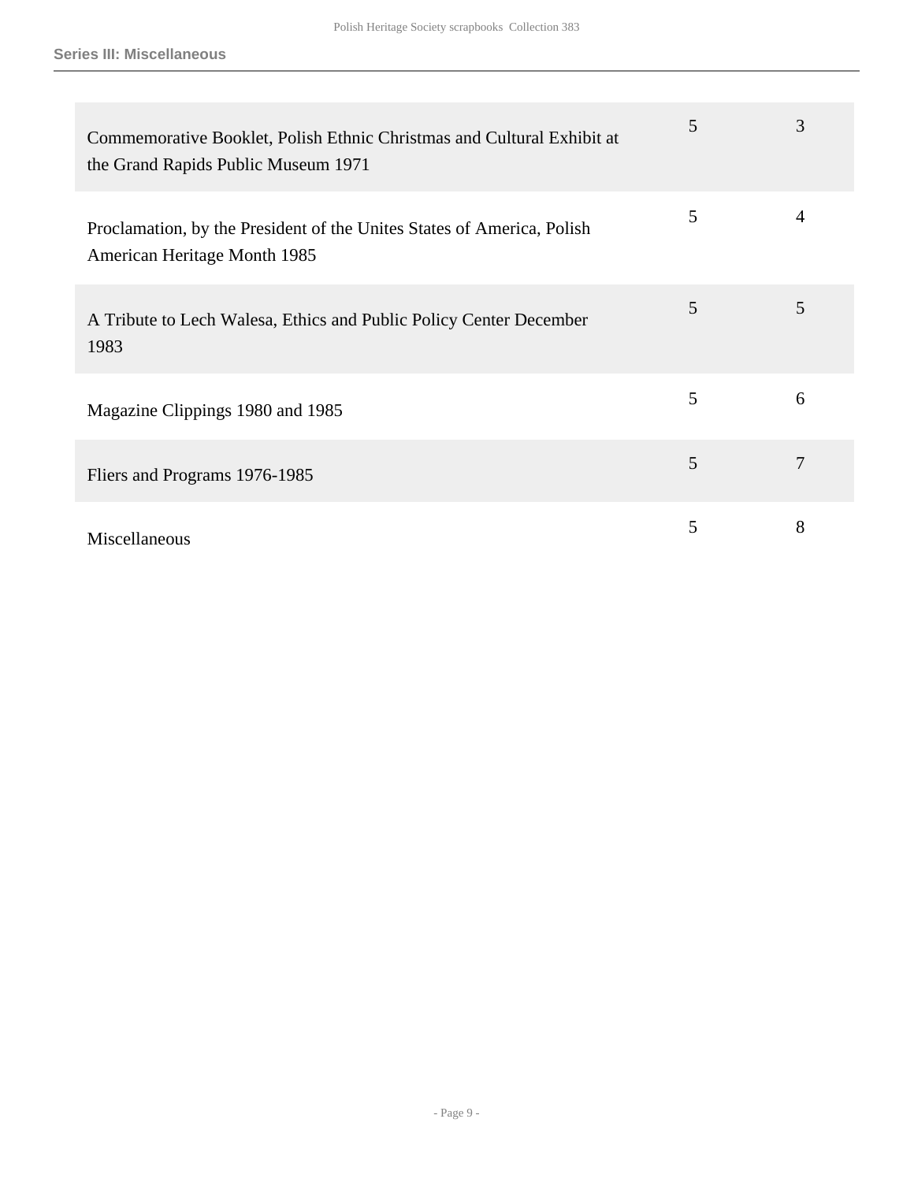## Series III: Miscellaneous

| | | |
|---|---|---|
| Commemorative Booklet, Polish Ethnic Christmas and Cultural Exhibit at the Grand Rapids Public Museum 1971 | 5 | 3 |
| Proclamation, by the President of the Unites States of America, Polish American Heritage Month 1985 | 5 | 4 |
| A Tribute to Lech Walesa, Ethics and Public Policy Center December 1983 | 5 | 5 |
| Magazine Clippings 1980 and 1985 | 5 | 6 |
| Fliers and Programs 1976-1985 | 5 | 7 |
| Miscellaneous | 5 | 8 |